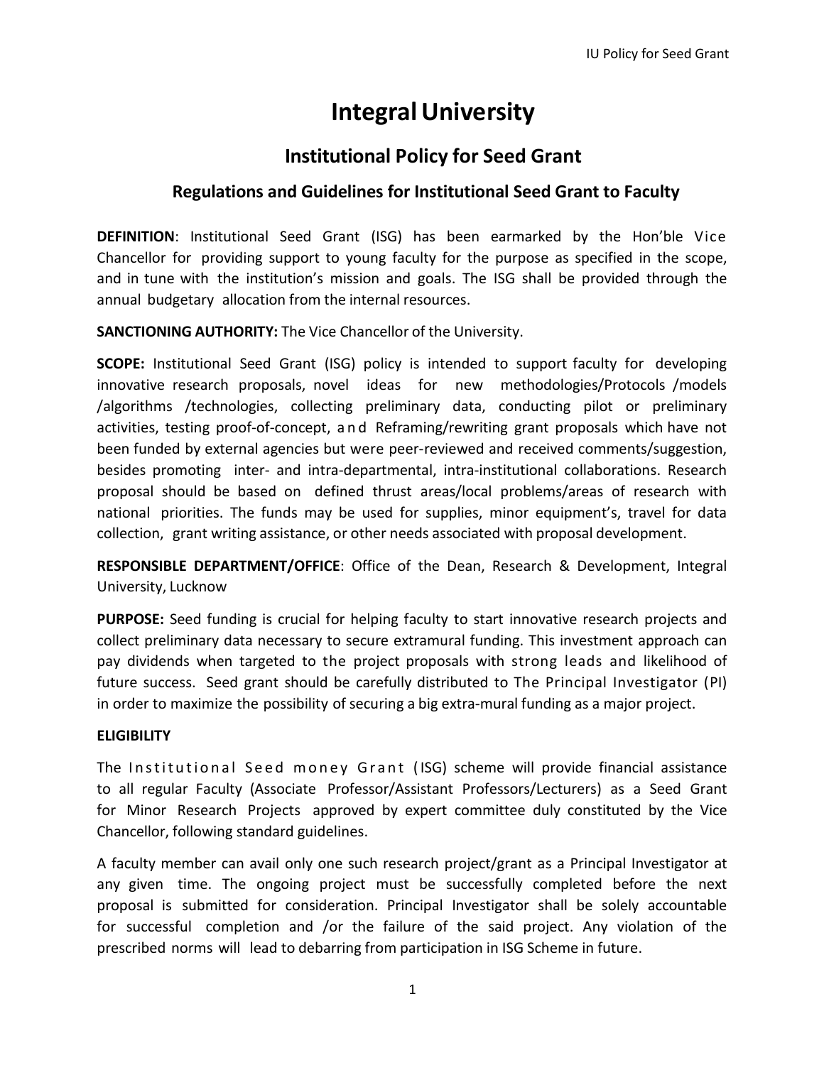# Integral University

## Institutional Policy for Seed Grant

### Regulations and Guidelines for Institutional Seed Grant to Faculty

**DEFINITION**: Institutional Seed Grant (ISG) has been earmarked by the Hon'ble Vice Chancellor for providing support to young faculty for the purpose as specified in the scope, and in tune with the institution's mission and goals. The ISG shall be provided through the annual budgetary allocation from the internal resources.

**SANCTIONING AUTHORITY:** The Vice Chancellor of the University.

**SCOPE:** Institutional Seed Grant (ISG) policy is intended to support faculty for developing innovative research proposals, novel ideas for new methodologies/Protocols /models /algorithms /technologies, collecting preliminary data, conducting pilot or preliminary activities, testing proof-of-concept, and Reframing/rewriting grant proposals which have not been funded by external agencies but were peer-reviewed and received comments/suggestion, besides promoting inter- and intra-departmental, intra-institutional collaborations. Research proposal should be based on defined thrust areas/local problems/areas of research with national priorities. The funds may be used for supplies, minor equipment's, travel for data collection, grant writing assistance, or other needs associated with proposal development.

**RESPONSIBLE DEPARTMENT/OFFICE**: Office of the Dean, Research & Development, Integral University, Lucknow

**PURPOSE:** Seed funding is crucial for helping faculty to start innovative research projects and collect preliminary data necessary to secure extramural funding. This investment approach can pay dividends when targeted to the project proposals with strong leads and likelihood of future success. Seed grant should be carefully distributed to The Principal Investigator (PI) in order to maximize the possibility of securing a big extra-mural funding as a major project.

**ELIGIBILITY**

The Institutional Seed money Grant (ISG) scheme will provide financial assistance to all regular Faculty (Associate Professor/Assistant Professors/Lecturers) as a Seed Grant for Minor Research Projects approved by expert committee duly constituted by the Vice Chancellor, following standard guidelines.

A faculty member can avail only one such research project/grant as a Principal Investigator at any given time. The ongoing project must be successfully completed before the next proposal is submitted for consideration. Principal Investigator shall be solely accountable for successful completion and /or the failure of the said project. Any violation of the prescribed norms will lead to debarring from participation in ISG Scheme in future.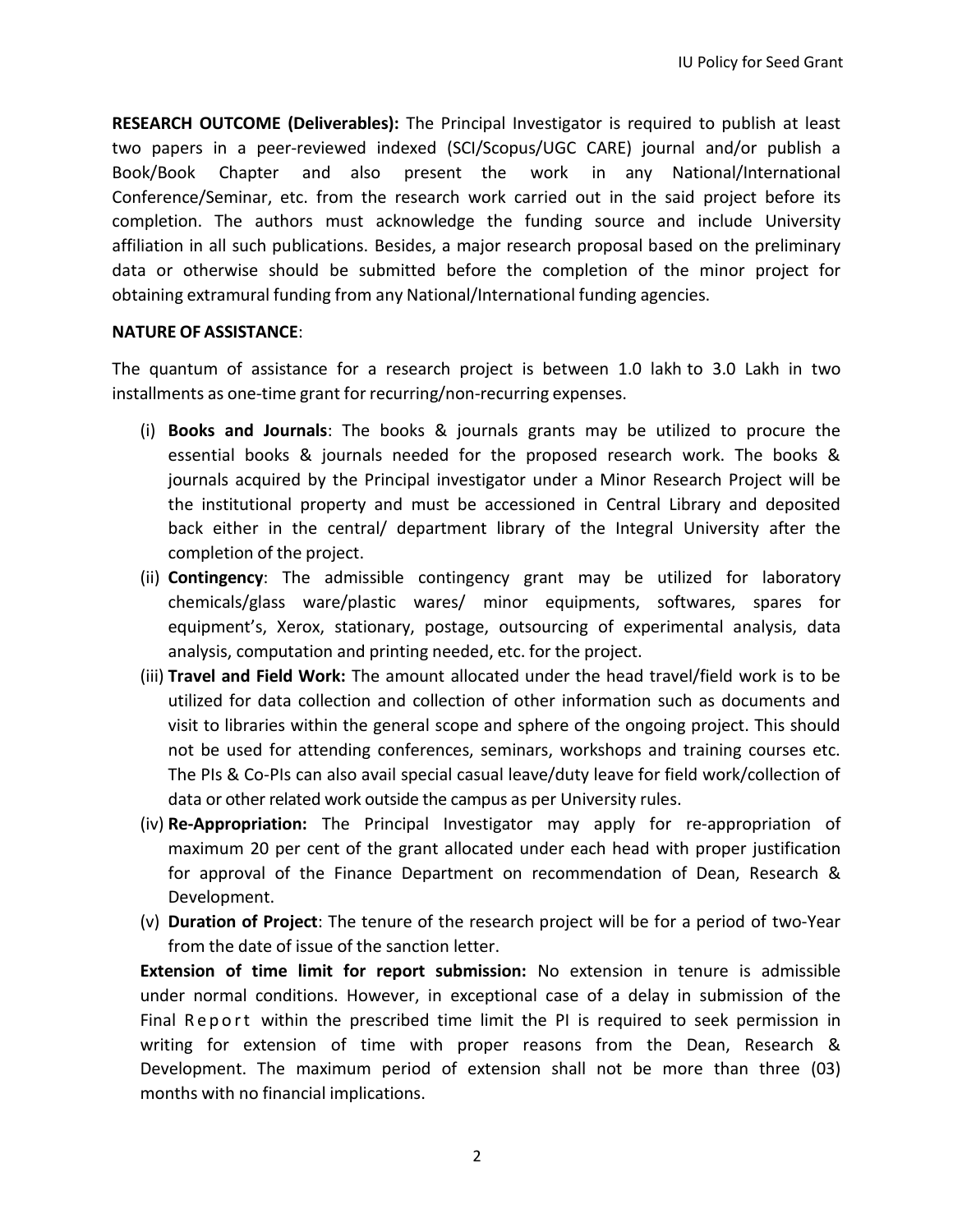**RESEARCH OUTCOME (Deliverables):** The Principal Investigator is required to publish at least two papers in a peer-reviewed indexed (SCI/Scopus/UGC CARE) journal and/or publish a Book/Book Chapter and also present the work in any National/International Conference/Seminar, etc. from the research work carried out in the said project before its completion. The authors must acknowledge the funding source and include University affiliation in all such publications. Besides, a major research proposal based on the preliminary data or otherwise should be submitted before the completion of the minor project for obtaining extramural funding from any National/International funding agencies.

**NATURE OF ASSISTANCE**:

The quantum of assistance for a research project is between 1.0 lakh to 3.0 Lakh in two installments as one-time grant for recurring/non-recurring expenses.

(i) **Books and Journals**: The books & journals grants may be utilized to procure the essential books & journals needed for the proposed research work. The books & journals acquired by the Principal investigator under a Minor Research Project will be the institutional property and must be accessioned in Central Library and deposited back either in the central/ department library of the Integral University after the completion of the project.

(ii) **Contingency**: The admissible contingency grant may be utilized for laboratory chemicals/glass ware/plastic wares/ minor equipments, softwares, spares for equipment's, Xerox, stationary, postage, outsourcing of experimental analysis, data analysis, computation and printing needed, etc. for the project.

(iii) **Travel and Field Work:** The amount allocated under the head travel/field work is to be utilized for data collection and collection of other information such as documents and visit to libraries within the general scope and sphere of the ongoing project. This should not be used for attending conferences, seminars, workshops and training courses etc. The PIs & Co-PIs can also avail special casual leave/duty leave for field work/collection of data or other related work outside the campus as per University rules.

(iv) **Re-Appropriation:** The Principal Investigator may apply for re-appropriation of maximum 20 per cent of the grant allocated under each head with proper justification for approval of the Finance Department on recommendation of Dean, Research & Development.

(v) **Duration of Project**: The tenure of the research project will be for a period of two-Year from the date of issue of the sanction letter.

**Extension of time limit for report submission:** No extension in tenure is admissible under normal conditions. However, in exceptional case of a delay in submission of the Final Report within the prescribed time limit the PI is required to seek permission in writing for extension of time with proper reasons from the Dean, Research & Development. The maximum period of extension shall not be more than three (03) months with no financial implications.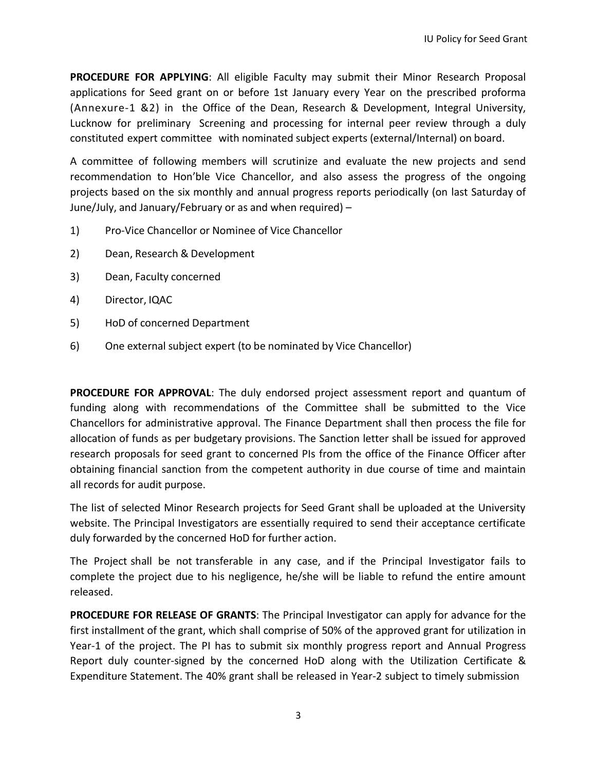**PROCEDURE FOR APPLYING**: All eligible Faculty may submit their Minor Research Proposal applications for Seed grant on or before 1st January every Year on the prescribed proforma (Annexure-1 &2) in the Office of the Dean, Research & Development, Integral University, Lucknow for preliminary Screening and processing for internal peer review through a duly constituted expert committee with nominated subject experts (external/Internal) on board.

A committee of following members will scrutinize and evaluate the new projects and send recommendation to Hon'ble Vice Chancellor, and also assess the progress of the ongoing projects based on the six monthly and annual progress reports periodically (on last Saturday of June/July, and January/February or as and when required) –

1) Pro-Vice Chancellor or Nominee of Vice Chancellor
2) Dean, Research & Development
3) Dean, Faculty concerned
4) Director, IQAC
5) HoD of concerned Department
6) One external subject expert (to be nominated by Vice Chancellor)

**PROCEDURE FOR APPROVAL**: The duly endorsed project assessment report and quantum of funding along with recommendations of the Committee shall be submitted to the Vice Chancellors for administrative approval. The Finance Department shall then process the file for allocation of funds as per budgetary provisions. The Sanction letter shall be issued for approved research proposals for seed grant to concerned PIs from the office of the Finance Officer after obtaining financial sanction from the competent authority in due course of time and maintain all records for audit purpose.

The list of selected Minor Research projects for Seed Grant shall be uploaded at the University website. The Principal Investigators are essentially required to send their acceptance certificate duly forwarded by the concerned HoD for further action.

The Project shall be not transferable in any case, and if the Principal Investigator fails to complete the project due to his negligence, he/she will be liable to refund the entire amount released.

**PROCEDURE FOR RELEASE OF GRANTS**: The Principal Investigator can apply for advance for the first installment of the grant, which shall comprise of 50% of the approved grant for utilization in Year-1 of the project. The PI has to submit six monthly progress report and Annual Progress Report duly counter-signed by the concerned HoD along with the Utilization Certificate & Expenditure Statement. The 40% grant shall be released in Year-2 subject to timely submission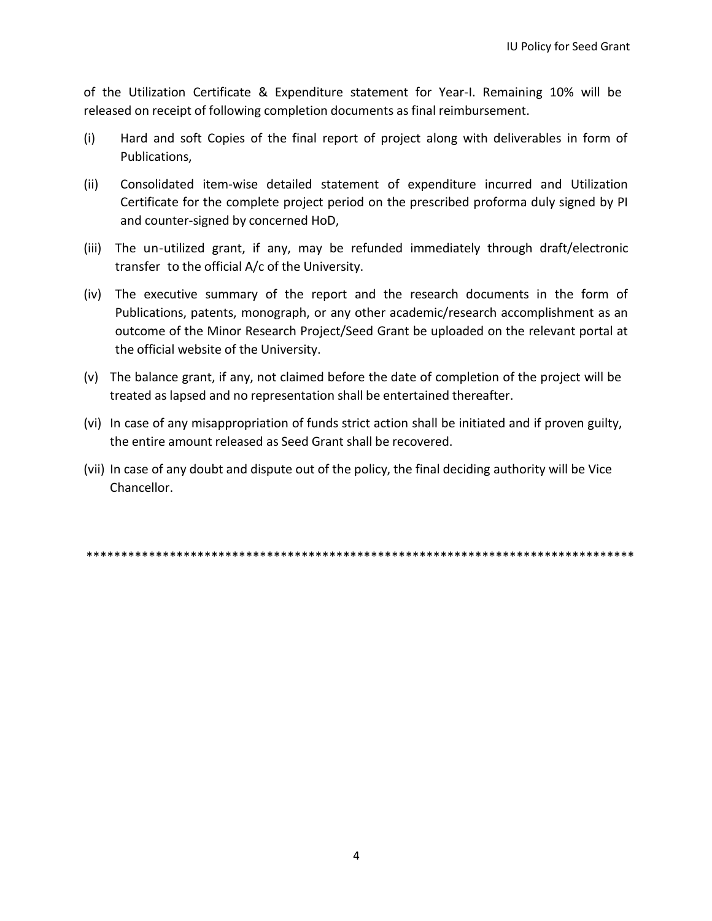of the Utilization Certificate & Expenditure statement for Year-I. Remaining 10% will be released on receipt of following completion documents as final reimbursement.

(i) Hard and soft Copies of the final report of project along with deliverables in form of Publications,

(ii) Consolidated item-wise detailed statement of expenditure incurred and Utilization Certificate for the complete project period on the prescribed proforma duly signed by PI and counter-signed by concerned HoD,

(iii) The un-utilized grant, if any, may be refunded immediately through draft/electronic transfer to the official A/c of the University.

(iv) The executive summary of the report and the research documents in the form of Publications, patents, monograph, or any other academic/research accomplishment as an outcome of the Minor Research Project/Seed Grant be uploaded on the relevant portal at the official website of the University.

(v) The balance grant, if any, not claimed before the date of completion of the project will be treated as lapsed and no representation shall be entertained thereafter.

(vi) In case of any misappropriation of funds strict action shall be initiated and if proven guilty, the entire amount released as Seed Grant shall be recovered.

(vii) In case of any doubt and dispute out of the policy, the final deciding authority will be Vice Chancellor.

*********************************************************************************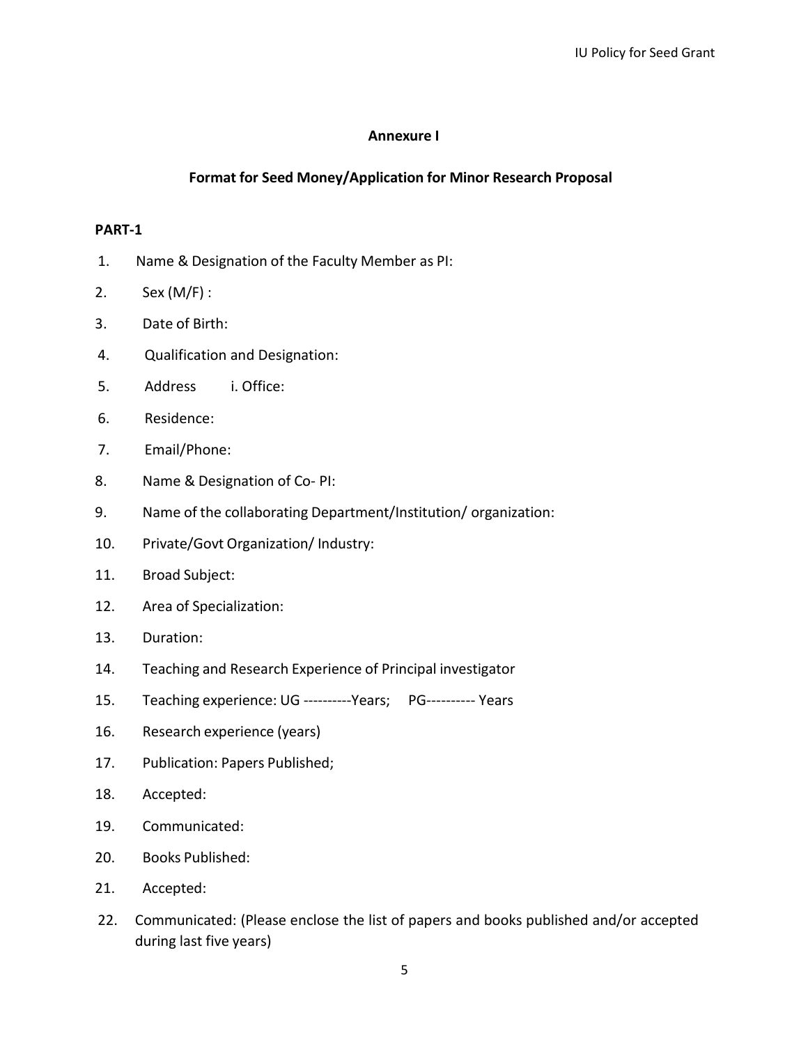**Annexure I**

**Format for Seed Money/Application for Minor Research Proposal**

**PART-1**

1. Name & Designation of the Faculty Member as PI:
2. Sex (M/F) :
3. Date of Birth:
4. Qualification and Designation:
5. Address i. Office:
6. Residence:
7. Email/Phone:
8. Name & Designation of Co- PI:
9. Name of the collaborating Department/Institution/ organization:
10. Private/Govt Organization/ Industry:
11. Broad Subject:
12. Area of Specialization:
13. Duration:
14. Teaching and Research Experience of Principal investigator
15. Teaching experience: UG ----------Years; PG---------- Years
16. Research experience (years)
17. Publication: Papers Published;
18. Accepted:
19. Communicated:
20. Books Published:
21. Accepted:
22. Communicated: (Please enclose the list of papers and books published and/or accepted during last five years)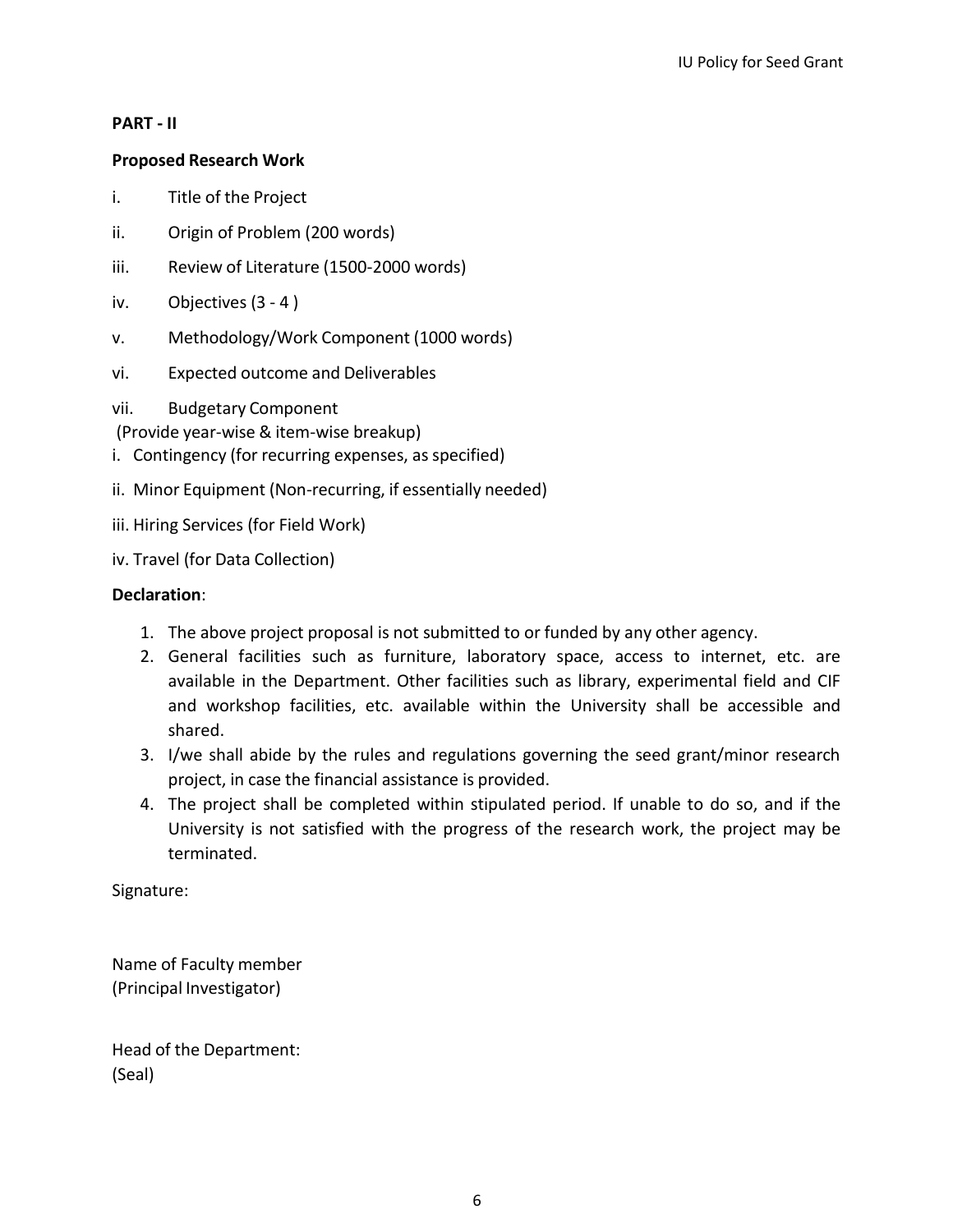**PART - II**

**Proposed Research Work**

i. Title of the Project

ii. Origin of Problem (200 words)

iii. Review of Literature (1500-2000 words)

iv. Objectives (3 - 4 )

v. Methodology/Work Component (1000 words)

vi. Expected outcome and Deliverables

vii. Budgetary Component
(Provide year-wise & item-wise breakup)

i. Contingency (for recurring expenses, as specified)

ii. Minor Equipment (Non-recurring, if essentially needed)

iii. Hiring Services (for Field Work)

iv. Travel (for Data Collection)

**Declaration**:

1. The above project proposal is not submitted to or funded by any other agency.
2. General facilities such as furniture, laboratory space, access to internet, etc. are available in the Department. Other facilities such as library, experimental field and CIF and workshop facilities, etc. available within the University shall be accessible and shared.
3. I/we shall abide by the rules and regulations governing the seed grant/minor research project, in case the financial assistance is provided.
4. The project shall be completed within stipulated period. If unable to do so, and if the University is not satisfied with the progress of the research work, the project may be terminated.

Signature:

Name of Faculty member
(Principal Investigator)

Head of the Department:
(Seal)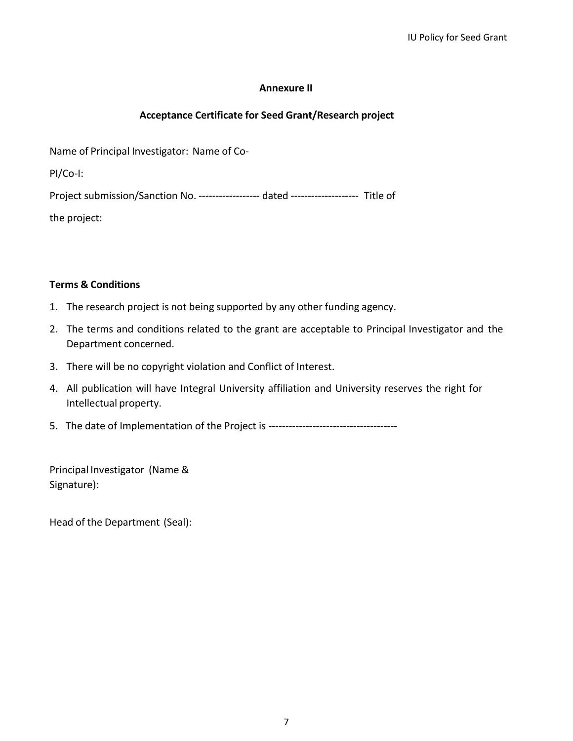**Annexure II**

**Acceptance Certificate for Seed Grant/Research project**

Name of Principal Investigator: Name of Co-PI/Co-I:

Project submission/Sanction No. ------------------ dated -------------------- Title of the project:

**Terms & Conditions**

1. The research project is not being supported by any other funding agency.
2. The terms and conditions related to the grant are acceptable to Principal Investigator and the Department concerned.
3. There will be no copyright violation and Conflict of Interest.
4. All publication will have Integral University affiliation and University reserves the right for Intellectual property.
5. The date of Implementation of the Project is --------------------------------------

Principal Investigator (Name & Signature):

Head of the Department (Seal):